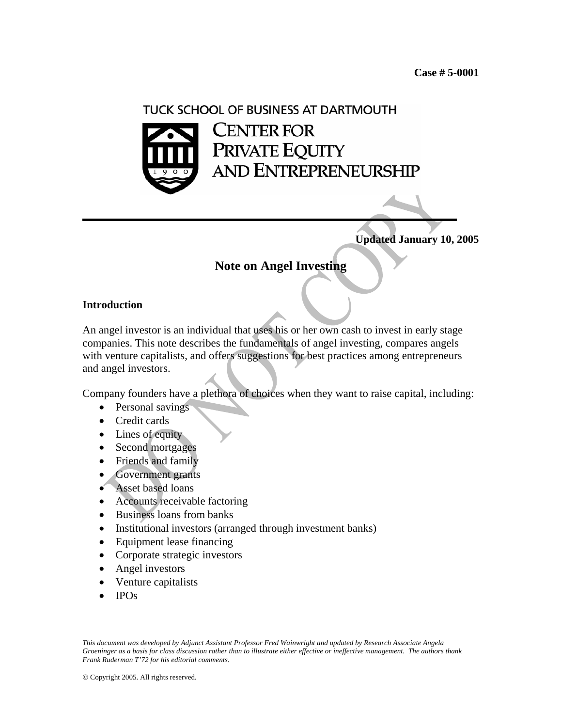Case # 5-0001

TUCK SCHOOL OF BUSINESS AT DARTMOUTH

CENTER FOR PRIVATE EQUITY AND ENTREPRENEURSHIP

**Updated January 10, 2005**

# Note on Angel Investing

## Introduction

An angel investor is an individual that uses his or her own cash to invest in early stage companies. This note describes the fundamentals of angel investing, compares angels with venture capitalists, and offers suggestions for best practices among entrepreneurs and angel investors.

Company founders have a plethora of choices when they want to raise capital, including:

- Personal savings
- Credit cards
- Lines of equity
- Second mortgages
- Friends and family
- Government grants
- Asset based loans
- Accounts receivable factoring
- Business loans from banks
- Institutional investors (arranged through investment banks)
- Equipment lease financing
- Corporate strategic investors
- Angel investors
- Venture capitalists
- IPOs

*This document was developed by Adjunct Assistant Professor Fred Wainwright and updated by Research Associate Angela Groeninger as a basis for class discussion rather than to illustrate either effective or ineffective management. The authors thank Frank Ruderman T'72 for his editorial comments.*

© Copyright 2005. All rights reserved.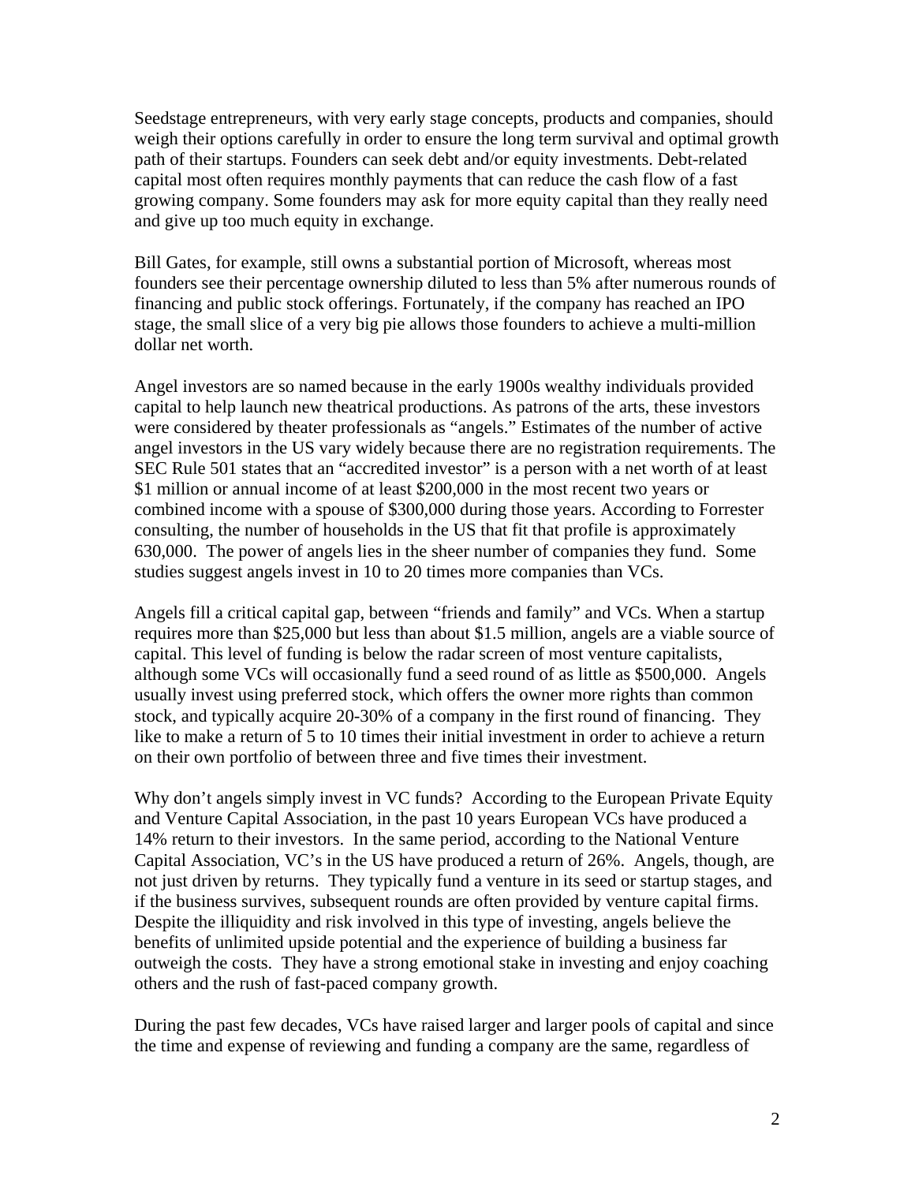Seedstage entrepreneurs, with very early stage concepts, products and companies, should weigh their options carefully in order to ensure the long term survival and optimal growth path of their startups. Founders can seek debt and/or equity investments. Debt-related capital most often requires monthly payments that can reduce the cash flow of a fast growing company. Some founders may ask for more equity capital than they really need and give up too much equity in exchange.

Bill Gates, for example, still owns a substantial portion of Microsoft, whereas most founders see their percentage ownership diluted to less than 5% after numerous rounds of financing and public stock offerings. Fortunately, if the company has reached an IPO stage, the small slice of a very big pie allows those founders to achieve a multi-million dollar net worth.

Angel investors are so named because in the early 1900s wealthy individuals provided capital to help launch new theatrical productions. As patrons of the arts, these investors were considered by theater professionals as "angels." Estimates of the number of active angel investors in the US vary widely because there are no registration requirements. The SEC Rule 501 states that an "accredited investor" is a person with a net worth of at least $1 million or annual income of at least $200,000 in the most recent two years or combined income with a spouse of $300,000 during those years. According to Forrester consulting, the number of households in the US that fit that profile is approximately 630,000. The power of angels lies in the sheer number of companies they fund. Some studies suggest angels invest in 10 to 20 times more companies than VCs.

Angels fill a critical capital gap, between "friends and family" and VCs. When a startup requires more than $25,000 but less than about $1.5 million, angels are a viable source of capital. This level of funding is below the radar screen of most venture capitalists, although some VCs will occasionally fund a seed round of as little as $500,000. Angels usually invest using preferred stock, which offers the owner more rights than common stock, and typically acquire 20-30% of a company in the first round of financing. They like to make a return of 5 to 10 times their initial investment in order to achieve a return on their own portfolio of between three and five times their investment.

Why don't angels simply invest in VC funds? According to the European Private Equity and Venture Capital Association, in the past 10 years European VCs have produced a 14% return to their investors. In the same period, according to the National Venture Capital Association, VC's in the US have produced a return of 26%. Angels, though, are not just driven by returns. They typically fund a venture in its seed or startup stages, and if the business survives, subsequent rounds are often provided by venture capital firms. Despite the illiquidity and risk involved in this type of investing, angels believe the benefits of unlimited upside potential and the experience of building a business far outweigh the costs. They have a strong emotional stake in investing and enjoy coaching others and the rush of fast-paced company growth.

During the past few decades, VCs have raised larger and larger pools of capital and since the time and expense of reviewing and funding a company are the same, regardless of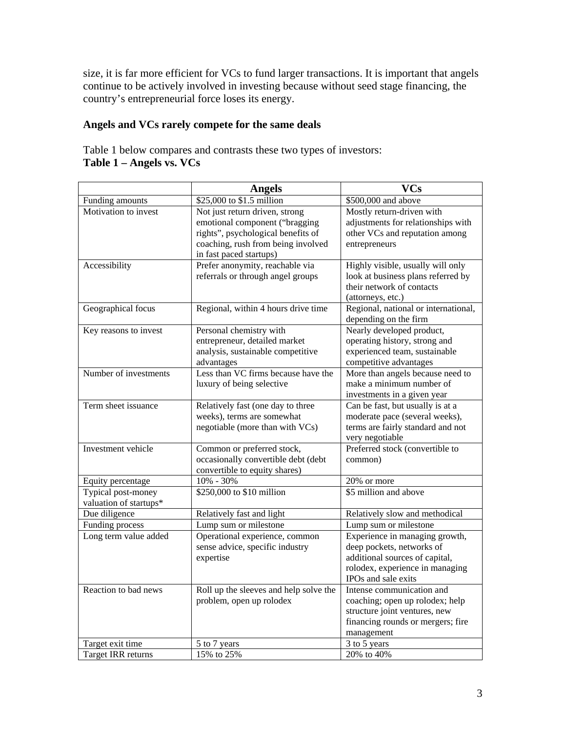size, it is far more efficient for VCs to fund larger transactions. It is important that angels continue to be actively involved in investing because without seed stage financing, the country's entrepreneurial force loses its energy.

**Angels and VCs rarely compete for the same deals**

Table 1 below compares and contrasts these two types of investors:

**Table 1 – Angels vs. VCs**

| | **Angels** | **VCs** |
|---|---|---|
| Funding amounts | $25,000 to $1.5 million | $500,000 and above |
| Motivation to invest | Not just return driven, strong emotional component ("bragging rights", psychological benefits of coaching, rush from being involved in fast paced startups) | Mostly return-driven with adjustments for relationships with other VCs and reputation among entrepreneurs |
| Accessibility | Prefer anonymity, reachable via referrals or through angel groups | Highly visible, usually will only look at business plans referred by their network of contacts (attorneys, etc.) |
| Geographical focus | Regional, within 4 hours drive time | Regional, national or international, depending on the firm |
| Key reasons to invest | Personal chemistry with entrepreneur, detailed market analysis, sustainable competitive advantages | Nearly developed product, operating history, strong and experienced team, sustainable competitive advantages |
| Number of investments | Less than VC firms because have the luxury of being selective | More than angels because need to make a minimum number of investments in a given year |
| Term sheet issuance | Relatively fast (one day to three weeks), terms are somewhat negotiable (more than with VCs) | Can be fast, but usually is at a moderate pace (several weeks), terms are fairly standard and not very negotiable |
| Investment vehicle | Common or preferred stock, occasionally convertible debt (debt convertible to equity shares) | Preferred stock (convertible to common) |
| Equity percentage | 10% - 30% | 20% or more |
| Typical post-money valuation of startups* | $250,000 to $10 million | $5 million and above |
| Due diligence | Relatively fast and light | Relatively slow and methodical |
| Funding process | Lump sum or milestone | Lump sum or milestone |
| Long term value added | Operational experience, common sense advice, specific industry expertise | Experience in managing growth, deep pockets, networks of additional sources of capital, rolodex, experience in managing IPOs and sale exits |
| Reaction to bad news | Roll up the sleeves and help solve the problem, open up rolodex | Intense communication and coaching; open up rolodex; help structure joint ventures, new financing rounds or mergers; fire management |
| Target exit time | 5 to 7 years | 3 to 5 years |
| Target IRR returns | 15% to 25% | 20% to 40% |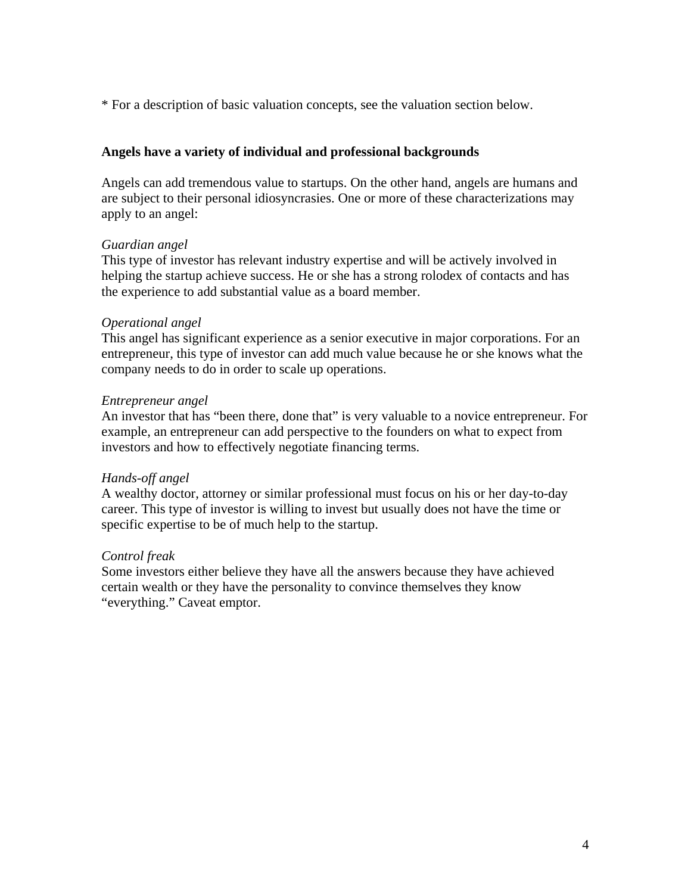* For a description of basic valuation concepts, see the valuation section below.

**Angels have a variety of individual and professional backgrounds**

Angels can add tremendous value to startups. On the other hand, angels are humans and are subject to their personal idiosyncrasies. One or more of these characterizations may apply to an angel:

*Guardian angel*
This type of investor has relevant industry expertise and will be actively involved in helping the startup achieve success. He or she has a strong rolodex of contacts and has the experience to add substantial value as a board member.

*Operational angel*
This angel has significant experience as a senior executive in major corporations. For an entrepreneur, this type of investor can add much value because he or she knows what the company needs to do in order to scale up operations.

*Entrepreneur angel*
An investor that has "been there, done that" is very valuable to a novice entrepreneur. For example, an entrepreneur can add perspective to the founders on what to expect from investors and how to effectively negotiate financing terms.

*Hands-off angel*
A wealthy doctor, attorney or similar professional must focus on his or her day-to-day career. This type of investor is willing to invest but usually does not have the time or specific expertise to be of much help to the startup.

*Control freak*
Some investors either believe they have all the answers because they have achieved certain wealth or they have the personality to convince themselves they know "everything." Caveat emptor.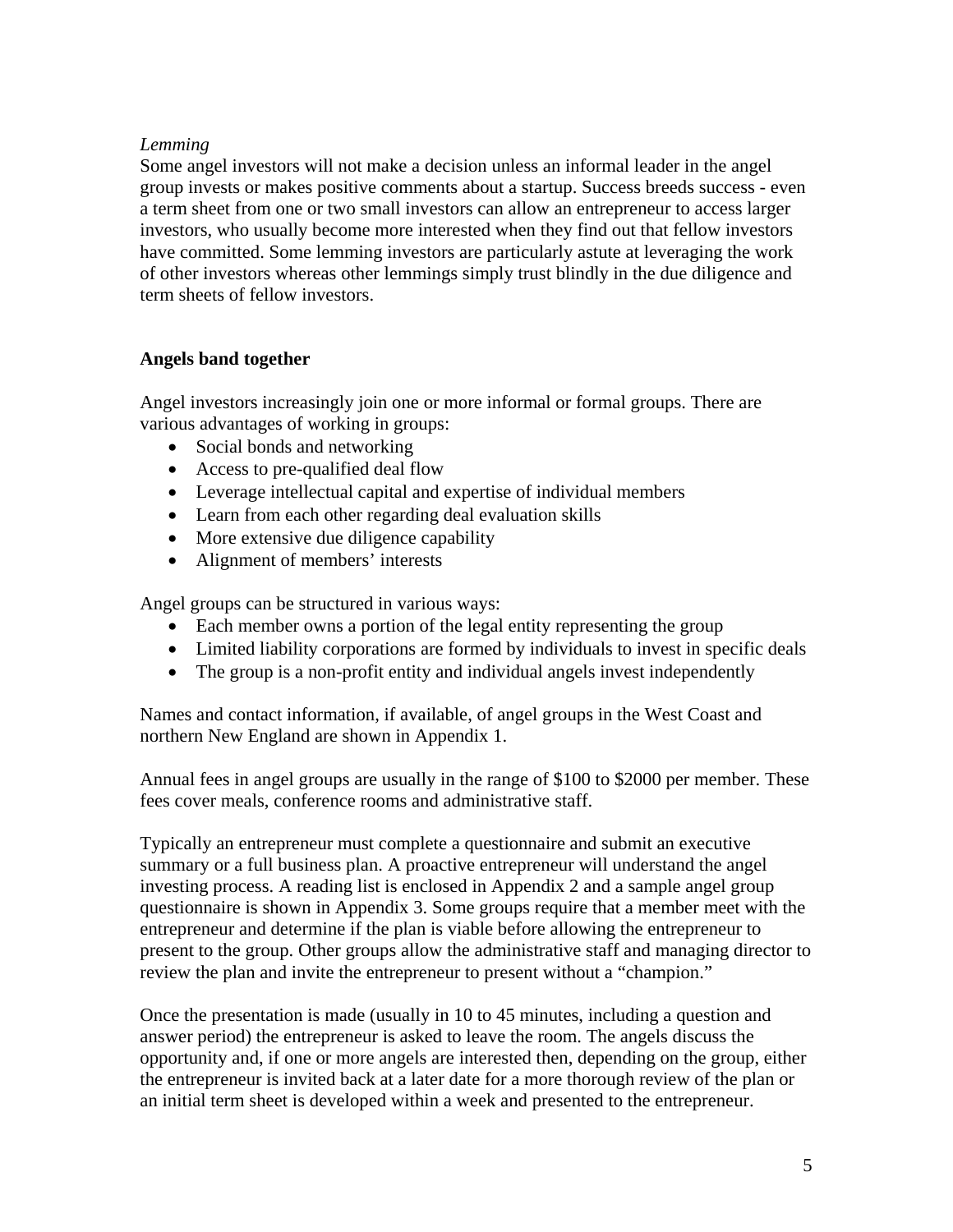*Lemming*

Some angel investors will not make a decision unless an informal leader in the angel group invests or makes positive comments about a startup. Success breeds success - even a term sheet from one or two small investors can allow an entrepreneur to access larger investors, who usually become more interested when they find out that fellow investors have committed. Some lemming investors are particularly astute at leveraging the work of other investors whereas other lemmings simply trust blindly in the due diligence and term sheets of fellow investors.

**Angels band together**

Angel investors increasingly join one or more informal or formal groups. There are various advantages of working in groups:

- Social bonds and networking
- Access to pre-qualified deal flow
- Leverage intellectual capital and expertise of individual members
- Learn from each other regarding deal evaluation skills
- More extensive due diligence capability
- Alignment of members' interests

Angel groups can be structured in various ways:

- Each member owns a portion of the legal entity representing the group
- Limited liability corporations are formed by individuals to invest in specific deals
- The group is a non-profit entity and individual angels invest independently

Names and contact information, if available, of angel groups in the West Coast and northern New England are shown in Appendix 1.

Annual fees in angel groups are usually in the range of $100 to $2000 per member. These fees cover meals, conference rooms and administrative staff.

Typically an entrepreneur must complete a questionnaire and submit an executive summary or a full business plan. A proactive entrepreneur will understand the angel investing process. A reading list is enclosed in Appendix 2 and a sample angel group questionnaire is shown in Appendix 3. Some groups require that a member meet with the entrepreneur and determine if the plan is viable before allowing the entrepreneur to present to the group. Other groups allow the administrative staff and managing director to review the plan and invite the entrepreneur to present without a "champion."

Once the presentation is made (usually in 10 to 45 minutes, including a question and answer period) the entrepreneur is asked to leave the room. The angels discuss the opportunity and, if one or more angels are interested then, depending on the group, either the entrepreneur is invited back at a later date for a more thorough review of the plan or an initial term sheet is developed within a week and presented to the entrepreneur.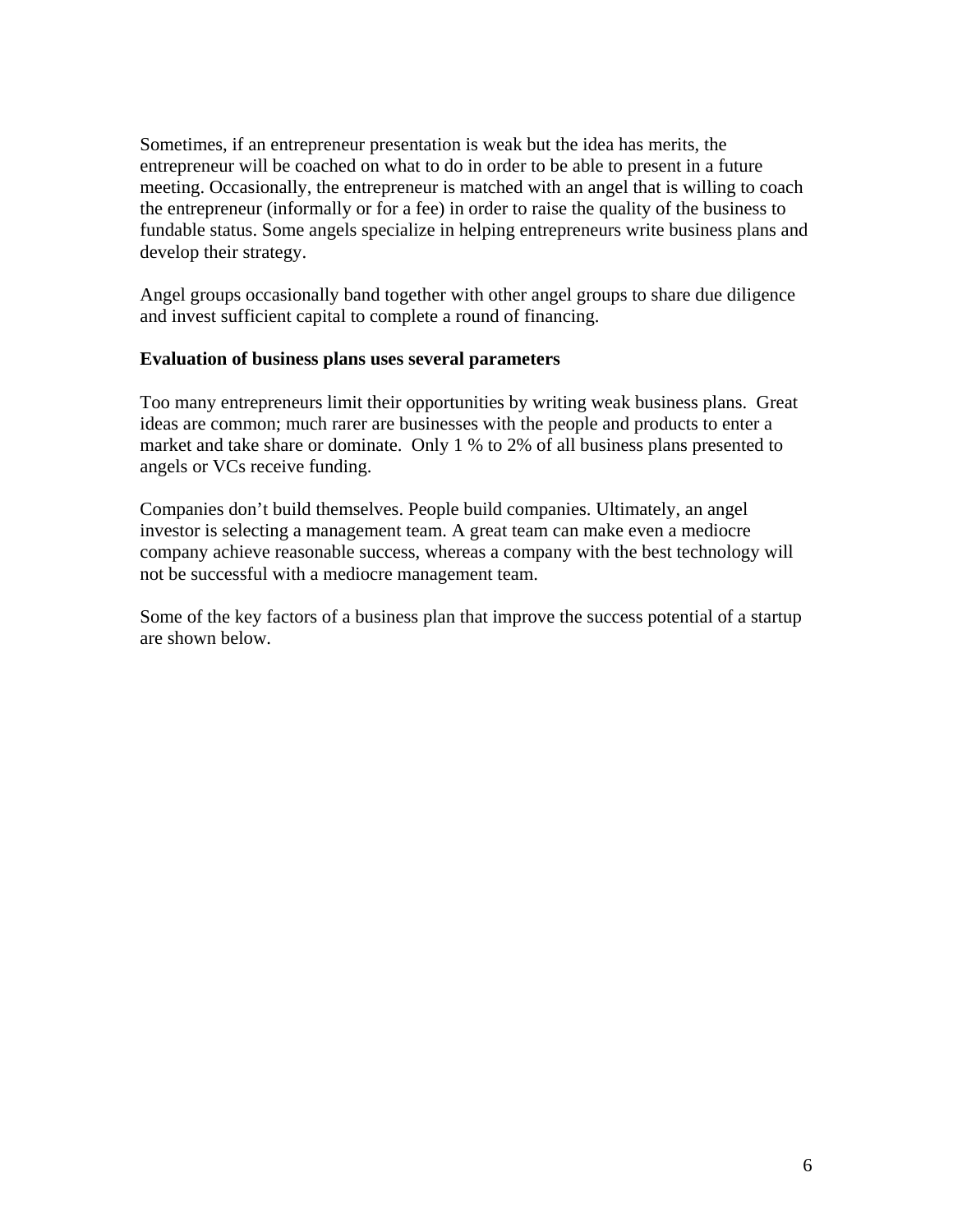Sometimes, if an entrepreneur presentation is weak but the idea has merits, the entrepreneur will be coached on what to do in order to be able to present in a future meeting. Occasionally, the entrepreneur is matched with an angel that is willing to coach the entrepreneur (informally or for a fee) in order to raise the quality of the business to fundable status. Some angels specialize in helping entrepreneurs write business plans and develop their strategy.

Angel groups occasionally band together with other angel groups to share due diligence and invest sufficient capital to complete a round of financing.

**Evaluation of business plans uses several parameters**

Too many entrepreneurs limit their opportunities by writing weak business plans. Great ideas are common; much rarer are businesses with the people and products to enter a market and take share or dominate. Only 1 % to 2% of all business plans presented to angels or VCs receive funding.

Companies don't build themselves. People build companies. Ultimately, an angel investor is selecting a management team. A great team can make even a mediocre company achieve reasonable success, whereas a company with the best technology will not be successful with a mediocre management team.

Some of the key factors of a business plan that improve the success potential of a startup are shown below.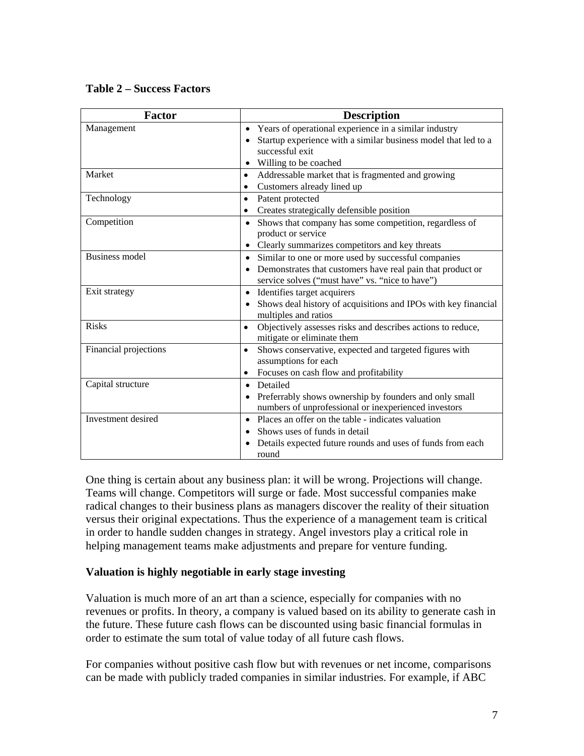**Table 2 – Success Factors**

| Factor | Description |
| --- | --- |
| Management | • Years of operational experience in a similar industry<br>• Startup experience with a similar business model that led to a successful exit<br>• Willing to be coached |
| Market | • Addressable market that is fragmented and growing<br>• Customers already lined up |
| Technology | • Patent protected<br>• Creates strategically defensible position |
| Competition | • Shows that company has some competition, regardless of product or service<br>• Clearly summarizes competitors and key threats |
| Business model | • Similar to one or more used by successful companies<br>• Demonstrates that customers have real pain that product or service solves ("must have" vs. "nice to have") |
| Exit strategy | • Identifies target acquirers<br>• Shows deal history of acquisitions and IPOs with key financial multiples and ratios |
| Risks | • Objectively assesses risks and describes actions to reduce, mitigate or eliminate them |
| Financial projections | • Shows conservative, expected and targeted figures with assumptions for each<br>• Focuses on cash flow and profitability |
| Capital structure | • Detailed<br>• Preferrably shows ownership by founders and only small numbers of unprofessional or inexperienced investors |
| Investment desired | • Places an offer on the table - indicates valuation<br>• Shows uses of funds in detail<br>• Details expected future rounds and uses of funds from each round |

One thing is certain about any business plan: it will be wrong. Projections will change. Teams will change. Competitors will surge or fade. Most successful companies make radical changes to their business plans as managers discover the reality of their situation versus their original expectations. Thus the experience of a management team is critical in order to handle sudden changes in strategy. Angel investors play a critical role in helping management teams make adjustments and prepare for venture funding.

**Valuation is highly negotiable in early stage investing**

Valuation is much more of an art than a science, especially for companies with no revenues or profits. In theory, a company is valued based on its ability to generate cash in the future. These future cash flows can be discounted using basic financial formulas in order to estimate the sum total of value today of all future cash flows.

For companies without positive cash flow but with revenues or net income, comparisons can be made with publicly traded companies in similar industries. For example, if ABC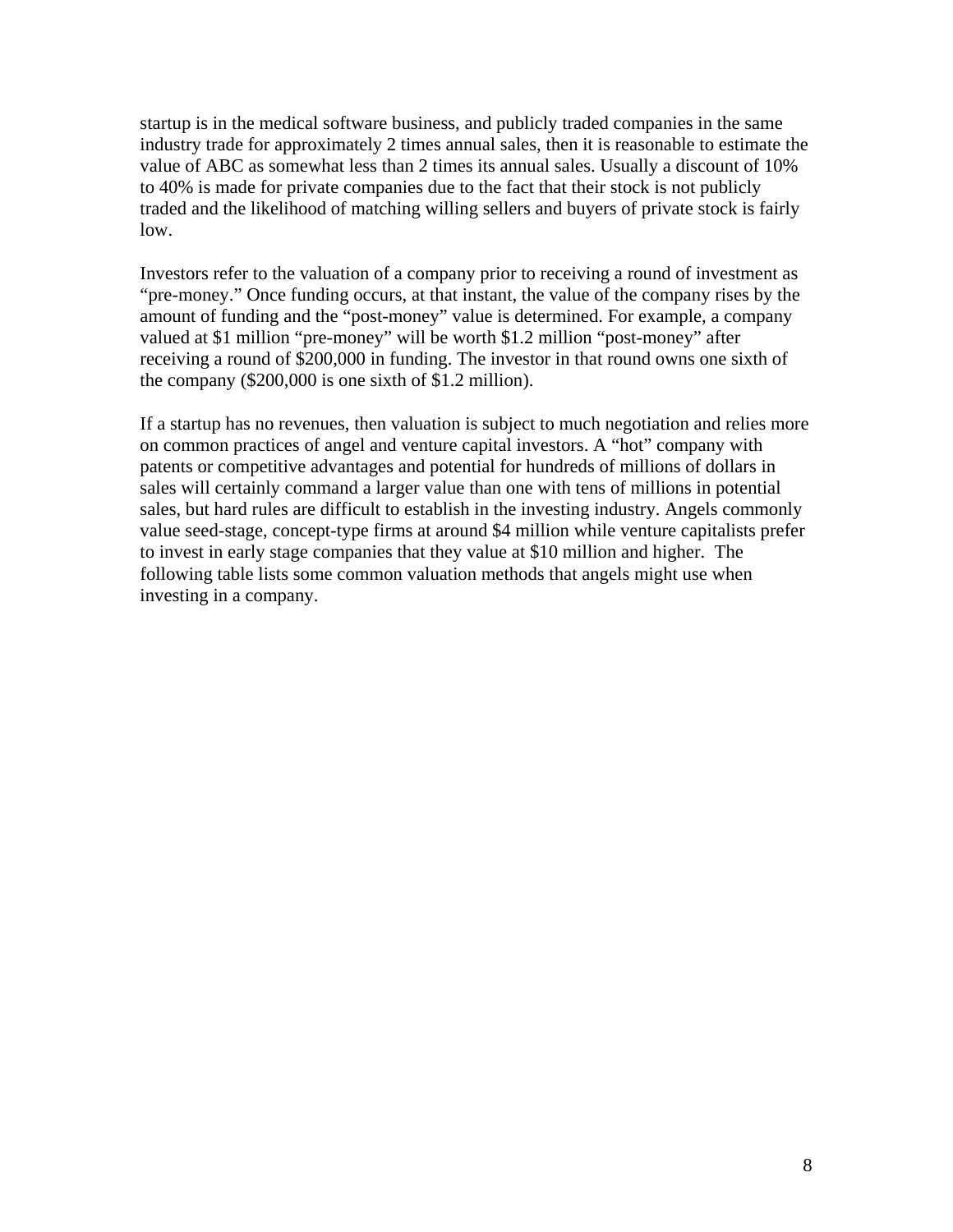startup is in the medical software business, and publicly traded companies in the same industry trade for approximately 2 times annual sales, then it is reasonable to estimate the value of ABC as somewhat less than 2 times its annual sales. Usually a discount of 10% to 40% is made for private companies due to the fact that their stock is not publicly traded and the likelihood of matching willing sellers and buyers of private stock is fairly low.

Investors refer to the valuation of a company prior to receiving a round of investment as "pre-money." Once funding occurs, at that instant, the value of the company rises by the amount of funding and the "post-money" value is determined. For example, a company valued at $1 million "pre-money" will be worth $1.2 million "post-money" after receiving a round of $200,000 in funding. The investor in that round owns one sixth of the company ($200,000 is one sixth of $1.2 million).

If a startup has no revenues, then valuation is subject to much negotiation and relies more on common practices of angel and venture capital investors. A "hot" company with patents or competitive advantages and potential for hundreds of millions of dollars in sales will certainly command a larger value than one with tens of millions in potential sales, but hard rules are difficult to establish in the investing industry. Angels commonly value seed-stage, concept-type firms at around $4 million while venture capitalists prefer to invest in early stage companies that they value at $10 million and higher. The following table lists some common valuation methods that angels might use when investing in a company.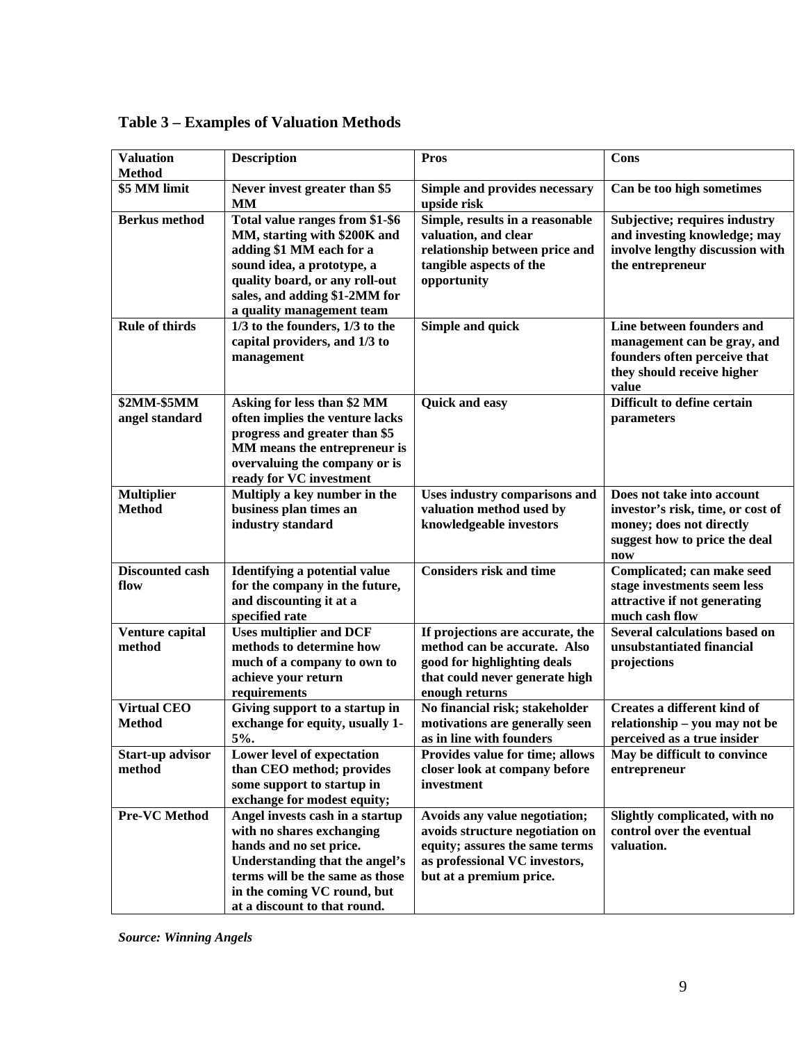**Table 3 – Examples of Valuation Methods**

| Valuation Method | Description | Pros | Cons |
|---|---|---|---|
| $5 MM limit | Never invest greater than $5 MM | Simple and provides necessary upside risk | Can be too high sometimes |
| Berkus method | Total value ranges from $1-$6 MM, starting with $200K and adding $1 MM each for a sound idea, a prototype, a quality board, or any roll-out sales, and adding $1-2MM for a quality management team | Simple, results in a reasonable valuation, and clear relationship between price and tangible aspects of the opportunity | Subjective; requires industry and investing knowledge; may involve lengthy discussion with the entrepreneur |
| Rule of thirds | 1/3 to the founders, 1/3 to the capital providers, and 1/3 to management | Simple and quick | Line between founders and management can be gray, and founders often perceive that they should receive higher value |
| $2MM-$5MM angel standard | Asking for less than $2 MM often implies the venture lacks progress and greater than $5 MM means the entrepreneur is overvaluing the company or is ready for VC investment | Quick and easy | Difficult to define certain parameters |
| Multiplier Method | Multiply a key number in the business plan times an industry standard | Uses industry comparisons and valuation method used by knowledgeable investors | Does not take into account investor's risk, time, or cost of money; does not directly suggest how to price the deal now |
| Discounted cash flow | Identifying a potential value for the company in the future, and discounting it at a specified rate | Considers risk and time | Complicated; can make seed stage investments seem less attractive if not generating much cash flow |
| Venture capital method | Uses multiplier and DCF methods to determine how much of a company to own to achieve your return requirements | If projections are accurate, the method can be accurate. Also good for highlighting deals that could never generate high enough returns | Several calculations based on unsubstantiated financial projections |
| Virtual CEO Method | Giving support to a startup in exchange for equity, usually 1-5%. | No financial risk; stakeholder motivations are generally seen as in line with founders | Creates a different kind of relationship – you may not be perceived as a true insider |
| Start-up advisor method | Lower level of expectation than CEO method; provides some support to startup in exchange for modest equity; | Provides value for time; allows closer look at company before investment | May be difficult to convince entrepreneur |
| Pre-VC Method | Angel invests cash in a startup with no shares exchanging hands and no set price. Understanding that the angel's terms will be the same as those in the coming VC round, but at a discount to that round. | Avoids any value negotiation; avoids structure negotiation on equity; assures the same terms as professional VC investors, but at a premium price. | Slightly complicated, with no control over the eventual valuation. |

*Source: Winning Angels*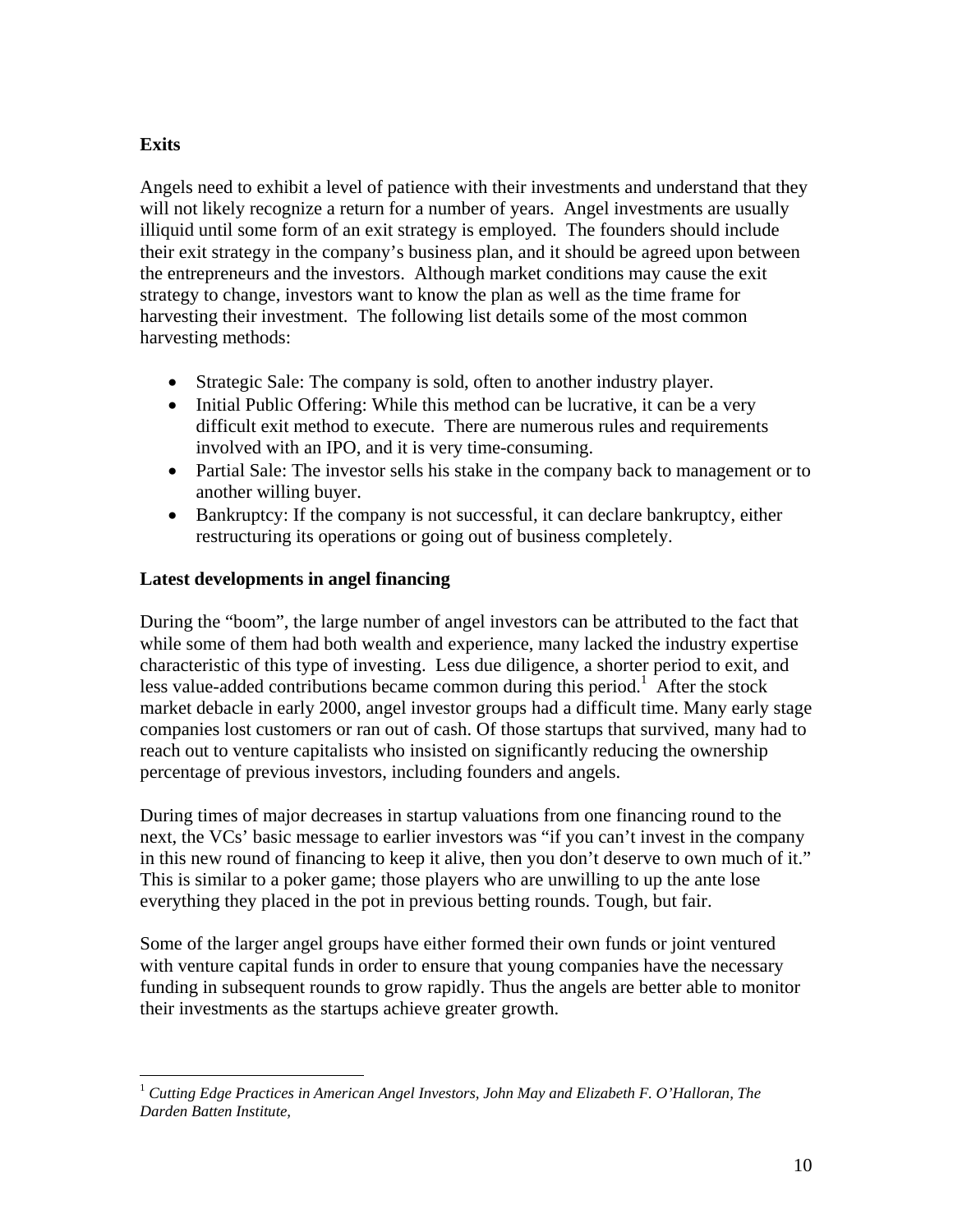**Exits**

Angels need to exhibit a level of patience with their investments and understand that they will not likely recognize a return for a number of years. Angel investments are usually illiquid until some form of an exit strategy is employed. The founders should include their exit strategy in the company's business plan, and it should be agreed upon between the entrepreneurs and the investors. Although market conditions may cause the exit strategy to change, investors want to know the plan as well as the time frame for harvesting their investment. The following list details some of the most common harvesting methods:

- Strategic Sale: The company is sold, often to another industry player.
- Initial Public Offering: While this method can be lucrative, it can be a very difficult exit method to execute. There are numerous rules and requirements involved with an IPO, and it is very time-consuming.
- Partial Sale: The investor sells his stake in the company back to management or to another willing buyer.
- Bankruptcy: If the company is not successful, it can declare bankruptcy, either restructuring its operations or going out of business completely.

**Latest developments in angel financing**

During the "boom", the large number of angel investors can be attributed to the fact that while some of them had both wealth and experience, many lacked the industry expertise characteristic of this type of investing. Less due diligence, a shorter period to exit, and less value-added contributions became common during this period.[1] After the stock market debacle in early 2000, angel investor groups had a difficult time. Many early stage companies lost customers or ran out of cash. Of those startups that survived, many had to reach out to venture capitalists who insisted on significantly reducing the ownership percentage of previous investors, including founders and angels.

During times of major decreases in startup valuations from one financing round to the next, the VCs' basic message to earlier investors was "if you can't invest in the company in this new round of financing to keep it alive, then you don't deserve to own much of it." This is similar to a poker game; those players who are unwilling to up the ante lose everything they placed in the pot in previous betting rounds. Tough, but fair.

Some of the larger angel groups have either formed their own funds or joint ventured with venture capital funds in order to ensure that young companies have the necessary funding in subsequent rounds to grow rapidly. Thus the angels are better able to monitor their investments as the startups achieve greater growth.

[1] *Cutting Edge Practices in American Angel Investors, John May and Elizabeth F. O'Halloran, The Darden Batten Institute,*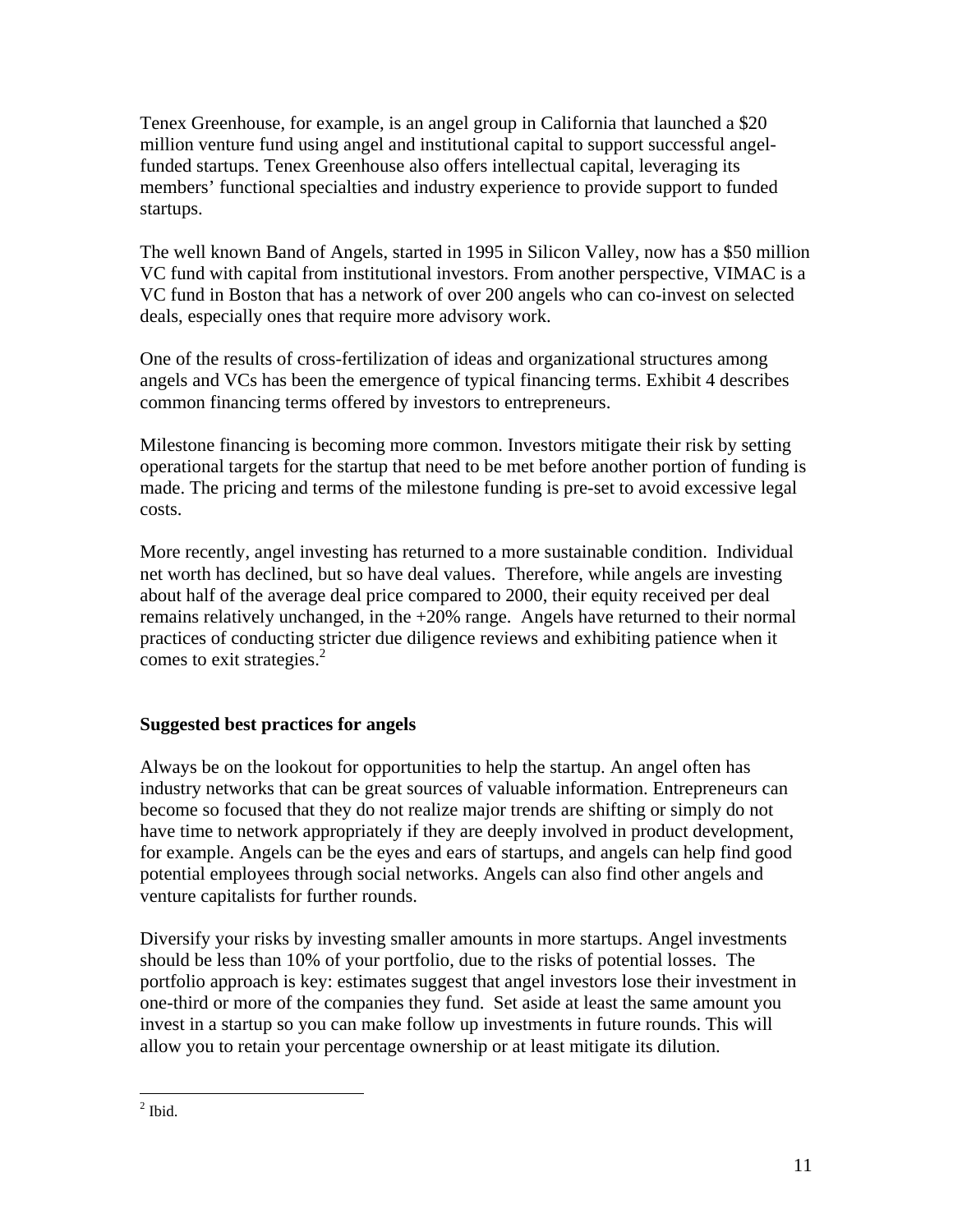Tenex Greenhouse, for example, is an angel group in California that launched a $20 million venture fund using angel and institutional capital to support successful angel-funded startups. Tenex Greenhouse also offers intellectual capital, leveraging its members' functional specialties and industry experience to provide support to funded startups.

The well known Band of Angels, started in 1995 in Silicon Valley, now has a $50 million VC fund with capital from institutional investors. From another perspective, VIMAC is a VC fund in Boston that has a network of over 200 angels who can co-invest on selected deals, especially ones that require more advisory work.

One of the results of cross-fertilization of ideas and organizational structures among angels and VCs has been the emergence of typical financing terms. Exhibit 4 describes common financing terms offered by investors to entrepreneurs.

Milestone financing is becoming more common. Investors mitigate their risk by setting operational targets for the startup that need to be met before another portion of funding is made. The pricing and terms of the milestone funding is pre-set to avoid excessive legal costs.

More recently, angel investing has returned to a more sustainable condition. Individual net worth has declined, but so have deal values. Therefore, while angels are investing about half of the average deal price compared to 2000, their equity received per deal remains relatively unchanged, in the +20% range. Angels have returned to their normal practices of conducting stricter due diligence reviews and exhibiting patience when it comes to exit strategies.[2]

**Suggested best practices for angels**

Always be on the lookout for opportunities to help the startup. An angel often has industry networks that can be great sources of valuable information. Entrepreneurs can become so focused that they do not realize major trends are shifting or simply do not have time to network appropriately if they are deeply involved in product development, for example. Angels can be the eyes and ears of startups, and angels can help find good potential employees through social networks. Angels can also find other angels and venture capitalists for further rounds.

Diversify your risks by investing smaller amounts in more startups. Angel investments should be less than 10% of your portfolio, due to the risks of potential losses. The portfolio approach is key: estimates suggest that angel investors lose their investment in one-third or more of the companies they fund. Set aside at least the same amount you invest in a startup so you can make follow up investments in future rounds. This will allow you to retain your percentage ownership or at least mitigate its dilution.

---

[2] Ibid.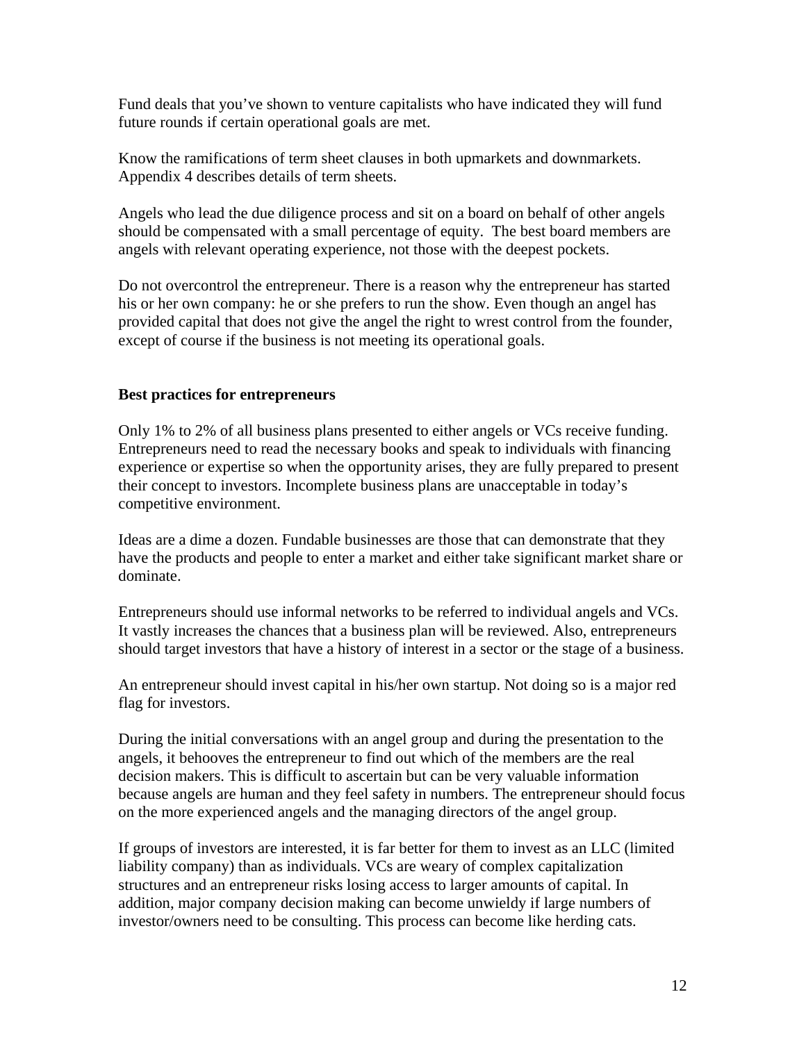Fund deals that you've shown to venture capitalists who have indicated they will fund future rounds if certain operational goals are met.

Know the ramifications of term sheet clauses in both upmarkets and downmarkets. Appendix 4 describes details of term sheets.

Angels who lead the due diligence process and sit on a board on behalf of other angels should be compensated with a small percentage of equity. The best board members are angels with relevant operating experience, not those with the deepest pockets.

Do not overcontrol the entrepreneur. There is a reason why the entrepreneur has started his or her own company: he or she prefers to run the show. Even though an angel has provided capital that does not give the angel the right to wrest control from the founder, except of course if the business is not meeting its operational goals.

**Best practices for entrepreneurs**

Only 1% to 2% of all business plans presented to either angels or VCs receive funding. Entrepreneurs need to read the necessary books and speak to individuals with financing experience or expertise so when the opportunity arises, they are fully prepared to present their concept to investors. Incomplete business plans are unacceptable in today's competitive environment.

Ideas are a dime a dozen. Fundable businesses are those that can demonstrate that they have the products and people to enter a market and either take significant market share or dominate.

Entrepreneurs should use informal networks to be referred to individual angels and VCs. It vastly increases the chances that a business plan will be reviewed. Also, entrepreneurs should target investors that have a history of interest in a sector or the stage of a business.

An entrepreneur should invest capital in his/her own startup. Not doing so is a major red flag for investors.

During the initial conversations with an angel group and during the presentation to the angels, it behooves the entrepreneur to find out which of the members are the real decision makers. This is difficult to ascertain but can be very valuable information because angels are human and they feel safety in numbers. The entrepreneur should focus on the more experienced angels and the managing directors of the angel group.

If groups of investors are interested, it is far better for them to invest as an LLC (limited liability company) than as individuals. VCs are weary of complex capitalization structures and an entrepreneur risks losing access to larger amounts of capital. In addition, major company decision making can become unwieldy if large numbers of investor/owners need to be consulting. This process can become like herding cats.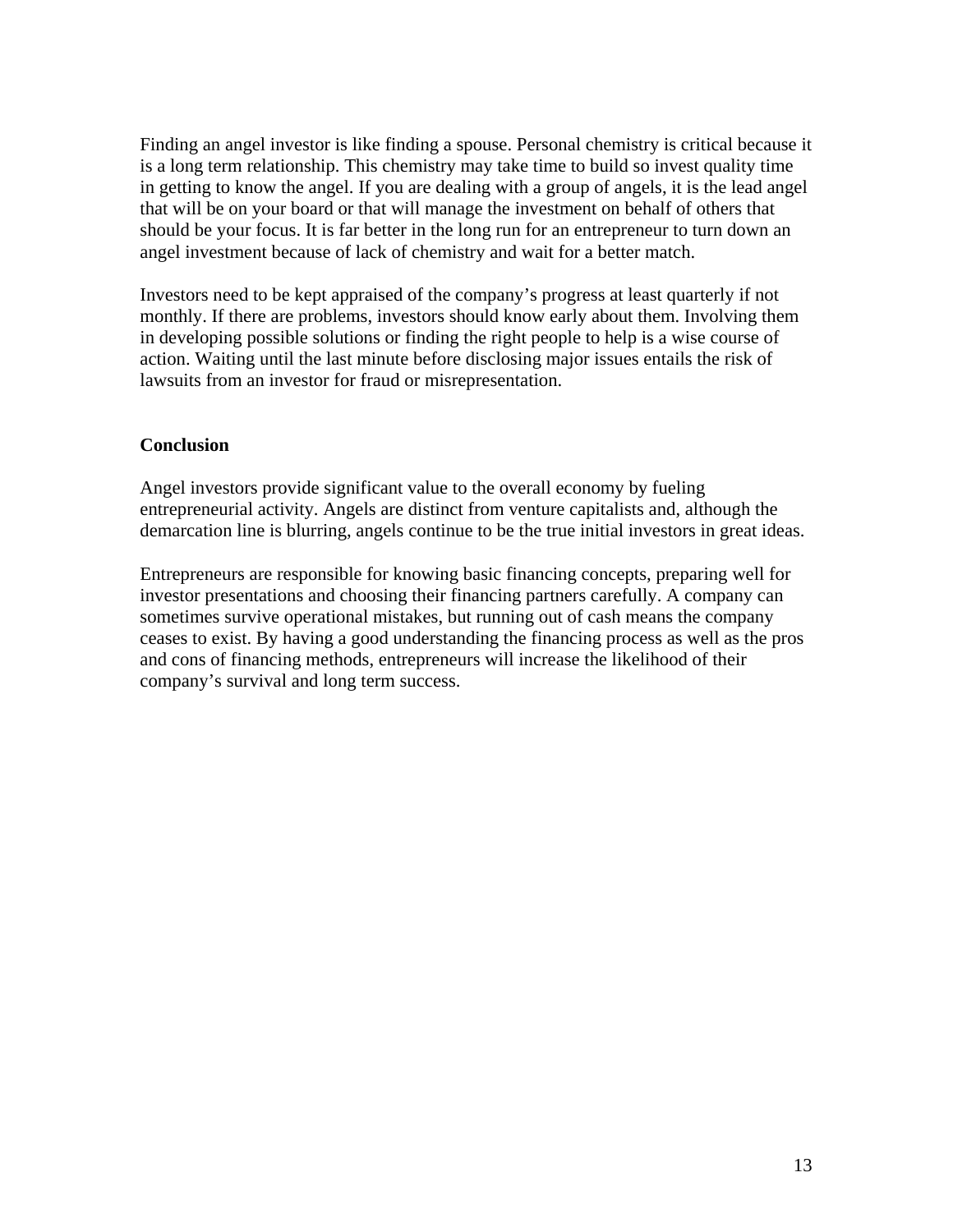Finding an angel investor is like finding a spouse. Personal chemistry is critical because it is a long term relationship. This chemistry may take time to build so invest quality time in getting to know the angel. If you are dealing with a group of angels, it is the lead angel that will be on your board or that will manage the investment on behalf of others that should be your focus. It is far better in the long run for an entrepreneur to turn down an angel investment because of lack of chemistry and wait for a better match.

Investors need to be kept appraised of the company's progress at least quarterly if not monthly. If there are problems, investors should know early about them. Involving them in developing possible solutions or finding the right people to help is a wise course of action. Waiting until the last minute before disclosing major issues entails the risk of lawsuits from an investor for fraud or misrepresentation.

**Conclusion**

Angel investors provide significant value to the overall economy by fueling entrepreneurial activity. Angels are distinct from venture capitalists and, although the demarcation line is blurring, angels continue to be the true initial investors in great ideas.

Entrepreneurs are responsible for knowing basic financing concepts, preparing well for investor presentations and choosing their financing partners carefully. A company can sometimes survive operational mistakes, but running out of cash means the company ceases to exist. By having a good understanding the financing process as well as the pros and cons of financing methods, entrepreneurs will increase the likelihood of their company's survival and long term success.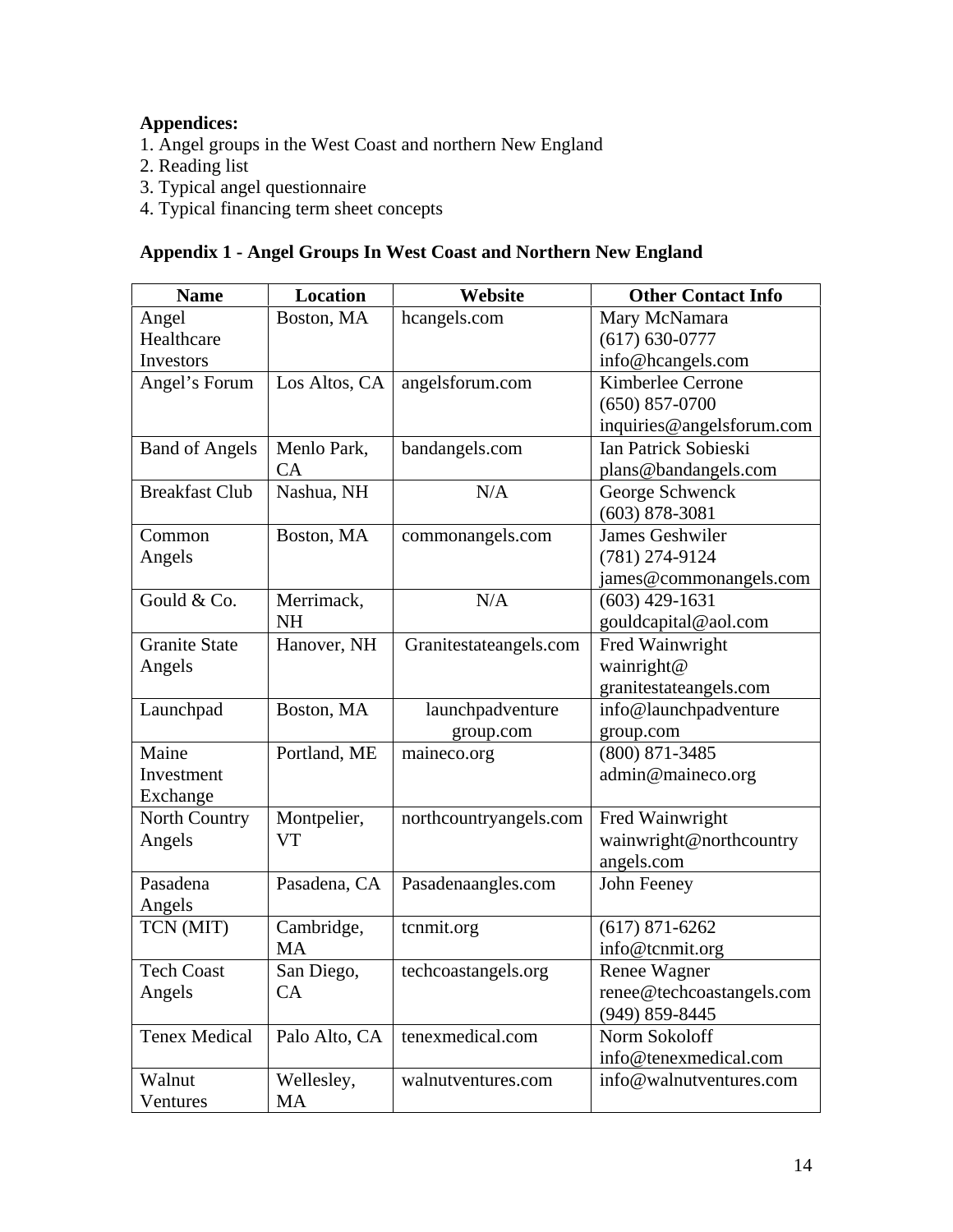**Appendices:**

1. Angel groups in the West Coast and northern New England
2. Reading list
3. Typical angel questionnaire
4. Typical financing term sheet concepts

**Appendix 1 - Angel Groups In West Coast and Northern New England**

| Name | Location | Website | Other Contact Info |
|---|---|---|---|
| Angel Healthcare Investors | Boston, MA | hcangels.com | Mary McNamara (617) 630-0777 info@hcangels.com |
| Angel's Forum | Los Altos, CA | angelsforum.com | Kimberlee Cerrone (650) 857-0700 inquiries@angelsforum.com |
| Band of Angels | Menlo Park, CA | bandangels.com | Ian Patrick Sobieski plans@bandangels.com |
| Breakfast Club | Nashua, NH | N/A | George Schwenck (603) 878-3081 |
| Common Angels | Boston, MA | commonangels.com | James Geshwiler (781) 274-9124 james@commonangels.com |
| Gould & Co. | Merrimack, NH | N/A | (603) 429-1631 gouldcapital@aol.com |
| Granite State Angels | Hanover, NH | Granitestateangels.com | Fred Wainwright wainright@ granitestateangels.com |
| Launchpad | Boston, MA | launchpadventure group.com | info@launchpadventure group.com |
| Maine Investment Exchange | Portland, ME | maineco.org | (800) 871-3485 admin@maineco.org |
| North Country Angels | Montpelier, VT | northcountryangels.com | Fred Wainwright wainwright@northcountry angels.com |
| Pasadena Angels | Pasadena, CA | Pasadenaangles.com | John Feeney |
| TCN (MIT) | Cambridge, MA | tcnmit.org | (617) 871-6262 info@tcnmit.org |
| Tech Coast Angels | San Diego, CA | techcoastangels.org | Renee Wagner renee@techcoastangels.com (949) 859-8445 |
| Tenex Medical | Palo Alto, CA | tenexmedical.com | Norm Sokoloff info@tenexmedical.com |
| Walnut Ventures | Wellesley, MA | walnutventures.com | info@walnutventures.com |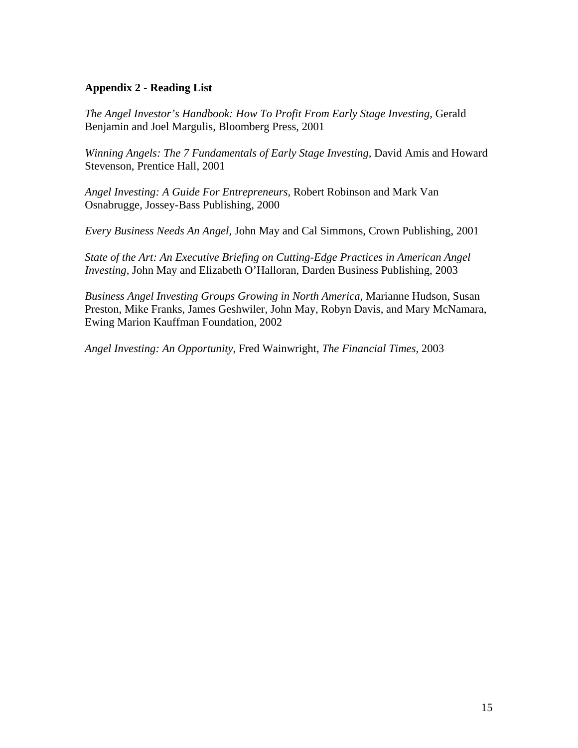**Appendix 2 - Reading List**

*The Angel Investor's Handbook: How To Profit From Early Stage Investing,* Gerald Benjamin and Joel Margulis, Bloomberg Press, 2001

*Winning Angels: The 7 Fundamentals of Early Stage Investing,* David Amis and Howard Stevenson, Prentice Hall, 2001

*Angel Investing: A Guide For Entrepreneurs,* Robert Robinson and Mark Van Osnabrugge, Jossey-Bass Publishing, 2000

*Every Business Needs An Angel,* John May and Cal Simmons, Crown Publishing, 2001

*State of the Art: An Executive Briefing on Cutting-Edge Practices in American Angel Investing,* John May and Elizabeth O'Halloran, Darden Business Publishing, 2003

*Business Angel Investing Groups Growing in North America*, Marianne Hudson, Susan Preston, Mike Franks, James Geshwiler, John May, Robyn Davis, and Mary McNamara, Ewing Marion Kauffman Foundation, 2002

*Angel Investing: An Opportunity*, Fred Wainwright, *The Financial Times,* 2003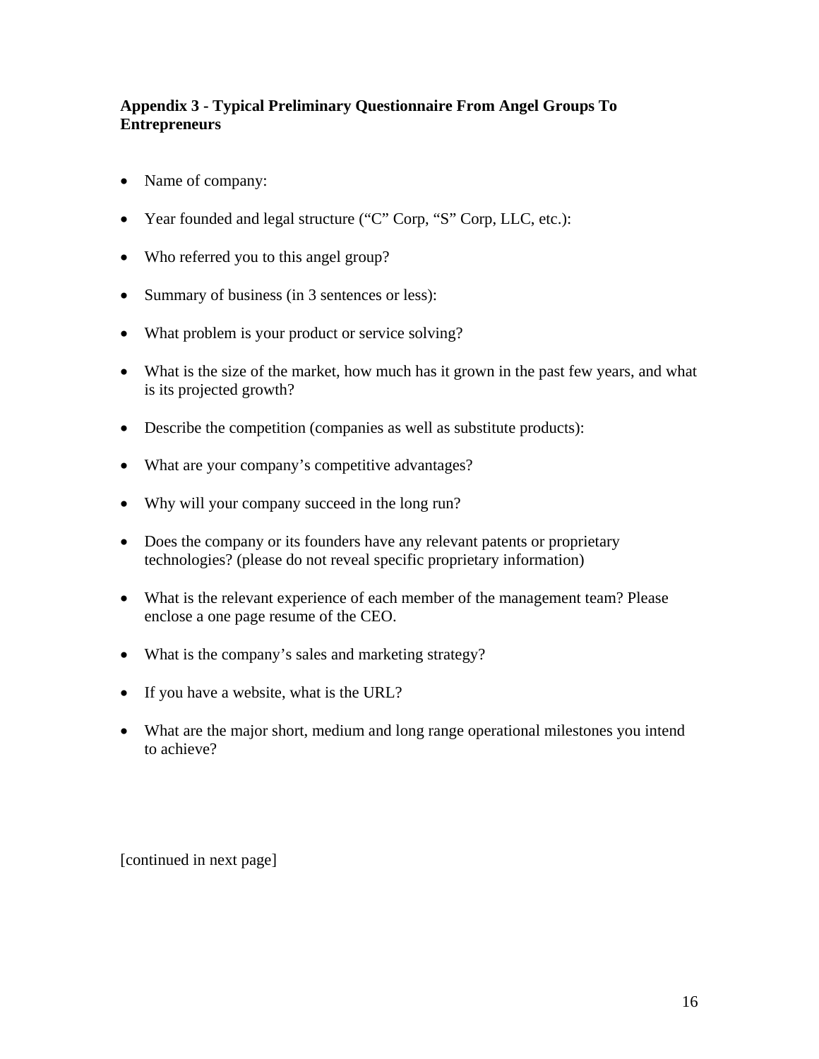### Appendix 3 - Typical Preliminary Questionnaire From Angel Groups To Entrepreneurs

- Name of company:
- Year founded and legal structure ("C" Corp, "S" Corp, LLC, etc.):
- Who referred you to this angel group?
- Summary of business (in 3 sentences or less):
- What problem is your product or service solving?
- What is the size of the market, how much has it grown in the past few years, and what is its projected growth?
- Describe the competition (companies as well as substitute products):
- What are your company's competitive advantages?
- Why will your company succeed in the long run?
- Does the company or its founders have any relevant patents or proprietary technologies? (please do not reveal specific proprietary information)
- What is the relevant experience of each member of the management team? Please enclose a one page resume of the CEO.
- What is the company's sales and marketing strategy?
- If you have a website, what is the URL?
- What are the major short, medium and long range operational milestones you intend to achieve?

[continued in next page]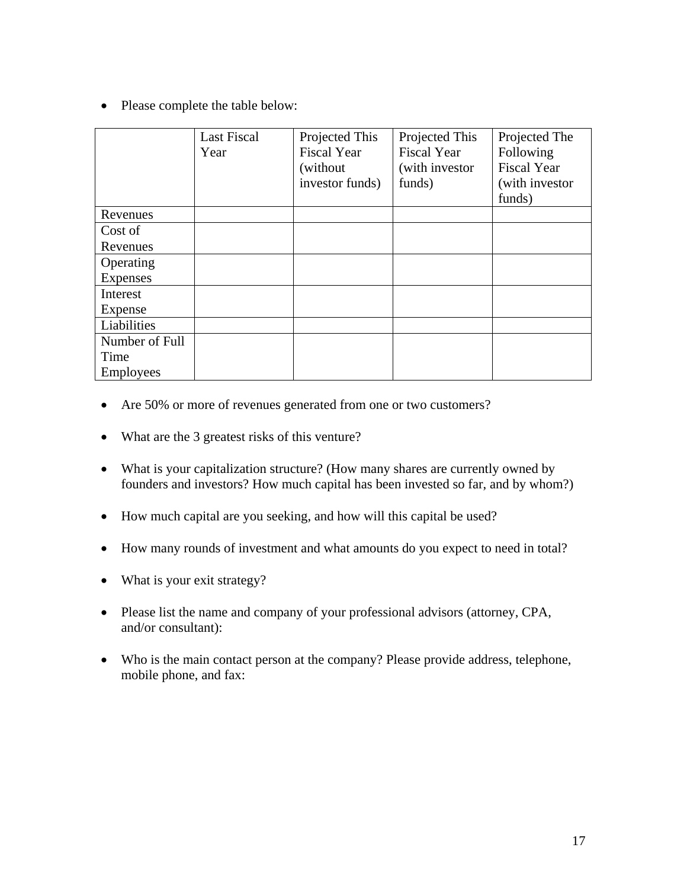- Please complete the table below:

| | Last Fiscal Year | Projected This Fiscal Year (without investor funds) | Projected This Fiscal Year (with investor funds) | Projected The Following Fiscal Year (with investor funds) |
|---|---|---|---|---|
| Revenues | | | | |
| Cost of Revenues | | | | |
| Operating Expenses | | | | |
| Interest Expense | | | | |
| Liabilities | | | | |
| Number of Full Time Employees | | | | |

- Are 50% or more of revenues generated from one or two customers?

- What are the 3 greatest risks of this venture?

- What is your capitalization structure? (How many shares are currently owned by founders and investors? How much capital has been invested so far, and by whom?)

- How much capital are you seeking, and how will this capital be used?

- How many rounds of investment and what amounts do you expect to need in total?

- What is your exit strategy?

- Please list the name and company of your professional advisors (attorney, CPA, and/or consultant):

- Who is the main contact person at the company? Please provide address, telephone, mobile phone, and fax: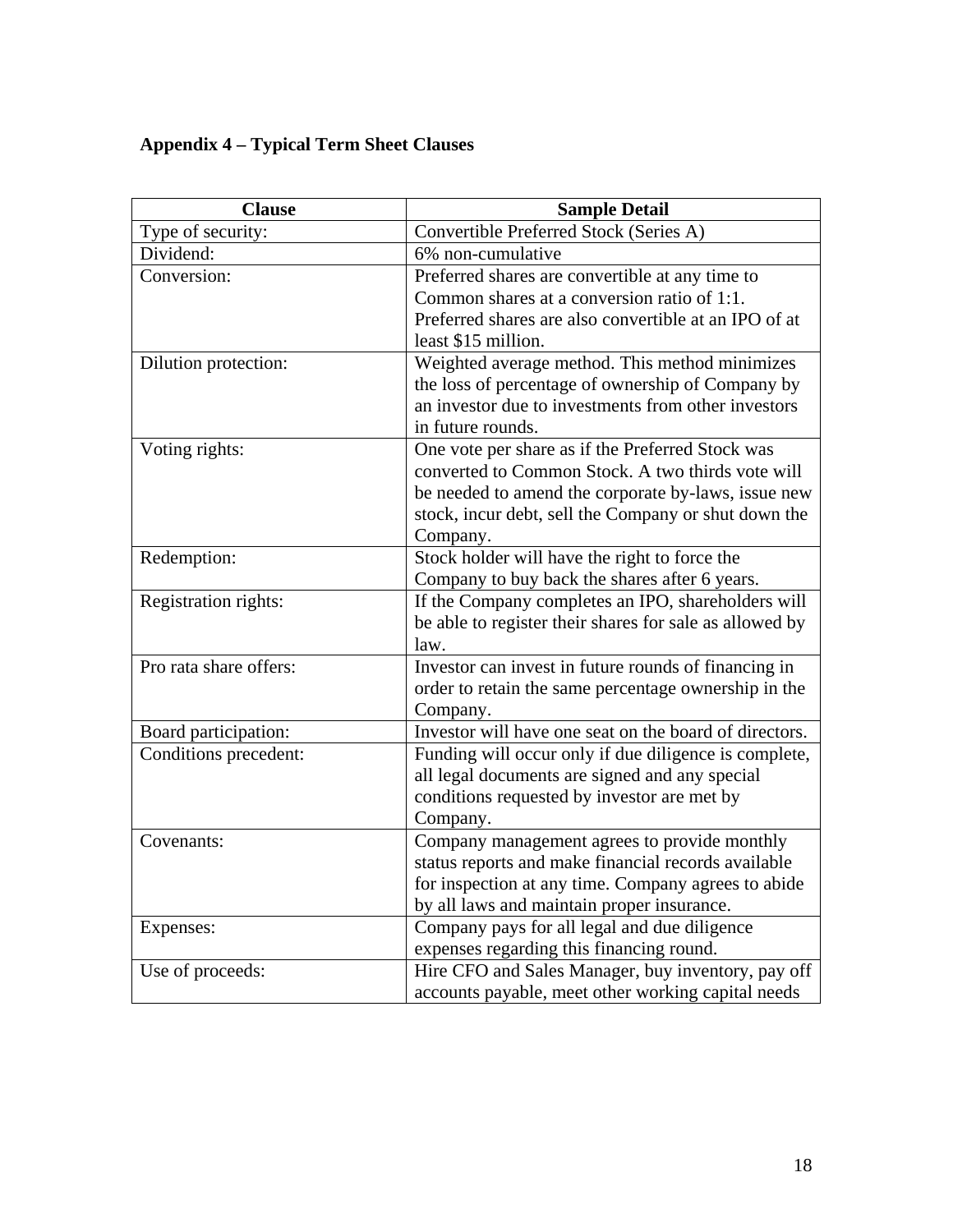**Appendix 4 – Typical Term Sheet Clauses**

| Clause | Sample Detail |
|---|---|
| Type of security: | Convertible Preferred Stock (Series A) |
| Dividend: | 6% non-cumulative |
| Conversion: | Preferred shares are convertible at any time to Common shares at a conversion ratio of 1:1. Preferred shares are also convertible at an IPO of at least $15 million. |
| Dilution protection: | Weighted average method. This method minimizes the loss of percentage of ownership of Company by an investor due to investments from other investors in future rounds. |
| Voting rights: | One vote per share as if the Preferred Stock was converted to Common Stock. A two thirds vote will be needed to amend the corporate by-laws, issue new stock, incur debt, sell the Company or shut down the Company. |
| Redemption: | Stock holder will have the right to force the Company to buy back the shares after 6 years. |
| Registration rights: | If the Company completes an IPO, shareholders will be able to register their shares for sale as allowed by law. |
| Pro rata share offers: | Investor can invest in future rounds of financing in order to retain the same percentage ownership in the Company. |
| Board participation: | Investor will have one seat on the board of directors. |
| Conditions precedent: | Funding will occur only if due diligence is complete, all legal documents are signed and any special conditions requested by investor are met by Company. |
| Covenants: | Company management agrees to provide monthly status reports and make financial records available for inspection at any time. Company agrees to abide by all laws and maintain proper insurance. |
| Expenses: | Company pays for all legal and due diligence expenses regarding this financing round. |
| Use of proceeds: | Hire CFO and Sales Manager, buy inventory, pay off accounts payable, meet other working capital needs |